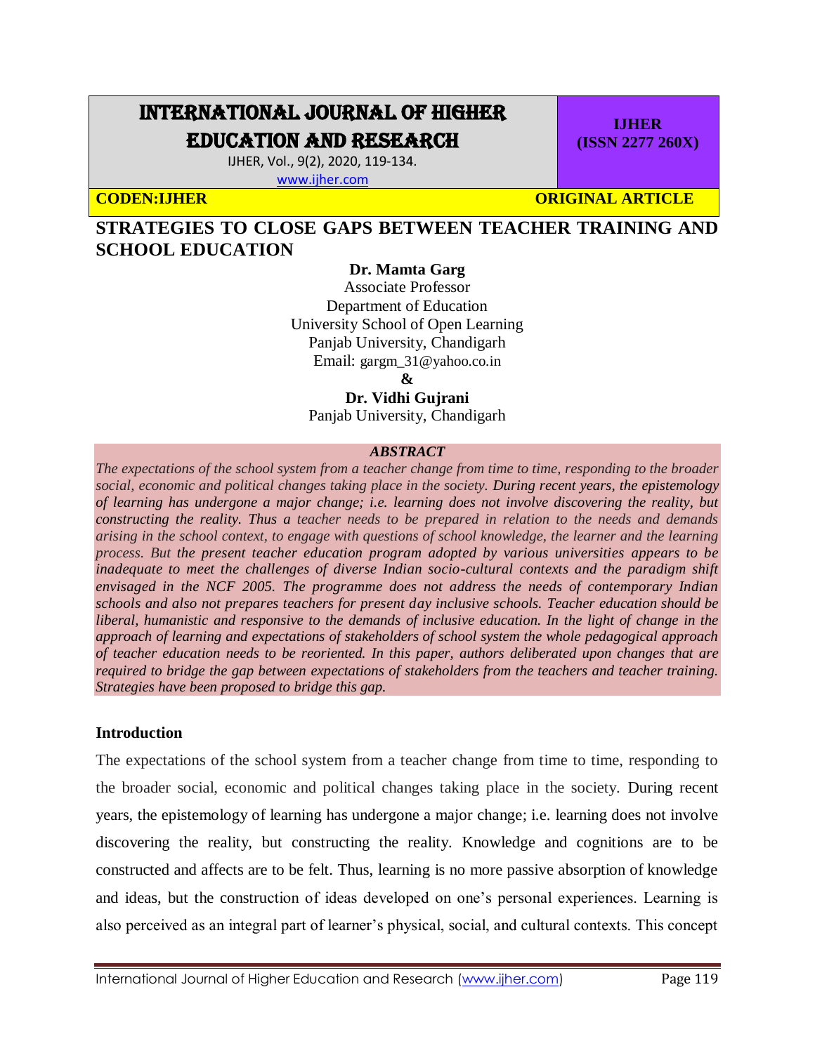# INTERNATIONAL JOURNAL OF HIGHER EDUCATION AND RESEARCH

IJHER, Vol., 9(2), 2020, 119-134.

www.ijher.com

**IJHER (ISSN 2277 260X)**

**CODEN:IJHER** **ORIGINAL ARTICLE**

## STRATEGIES TO CLOSE GAPS BETWEEN TEACHER TRAINING AND SCHOOL EDUCATION

**Dr. Mamta Garg**
Associate Professor
Department of Education
University School of Open Learning
Panjab University, Chandigarh
Email: gargm_31@yahoo.co.in

**&**

**Dr. Vidhi Gujrani**
Panjab University, Chandigarh

### *ABSTRACT*

*The expectations of the school system from a teacher change from time to time, responding to the broader social, economic and political changes taking place in the society. During recent years, the epistemology of learning has undergone a major change; i.e. learning does not involve discovering the reality, but constructing the reality. Thus a teacher needs to be prepared in relation to the needs and demands arising in the school context, to engage with questions of school knowledge, the learner and the learning process. But the present teacher education program adopted by various universities appears to be inadequate to meet the challenges of diverse Indian socio-cultural contexts and the paradigm shift envisaged in the NCF 2005. The programme does not address the needs of contemporary Indian schools and also not prepares teachers for present day inclusive schools. Teacher education should be liberal, humanistic and responsive to the demands of inclusive education. In the light of change in the approach of learning and expectations of stakeholders of school system the whole pedagogical approach of teacher education needs to be reoriented. In this paper, authors deliberated upon changes that are required to bridge the gap between expectations of stakeholders from the teachers and teacher training. Strategies have been proposed to bridge this gap.*

### Introduction

The expectations of the school system from a teacher change from time to time, responding to the broader social, economic and political changes taking place in the society. During recent years, the epistemology of learning has undergone a major change; i.e. learning does not involve discovering the reality, but constructing the reality. Knowledge and cognitions are to be constructed and affects are to be felt. Thus, learning is no more passive absorption of knowledge and ideas, but the construction of ideas developed on one's personal experiences. Learning is also perceived as an integral part of learner's physical, social, and cultural contexts. This concept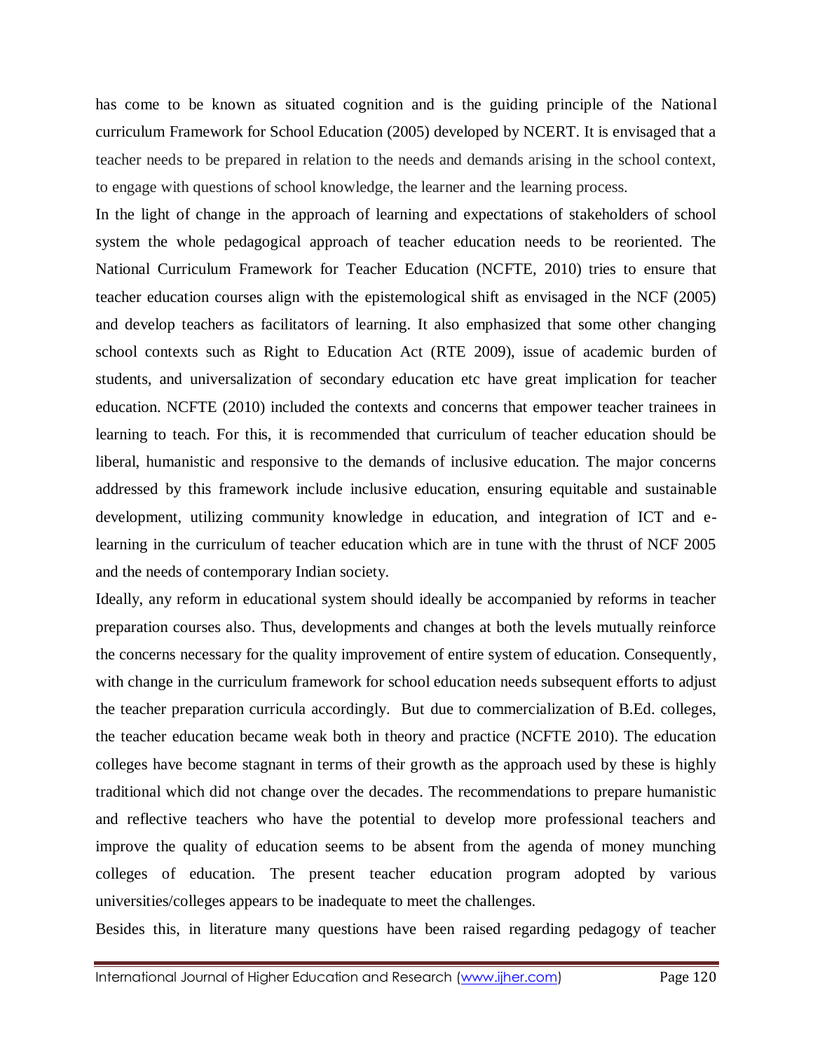has come to be known as situated cognition and is the guiding principle of the National curriculum Framework for School Education (2005) developed by NCERT. It is envisaged that a teacher needs to be prepared in relation to the needs and demands arising in the school context, to engage with questions of school knowledge, the learner and the learning process.

In the light of change in the approach of learning and expectations of stakeholders of school system the whole pedagogical approach of teacher education needs to be reoriented. The National Curriculum Framework for Teacher Education (NCFTE, 2010) tries to ensure that teacher education courses align with the epistemological shift as envisaged in the NCF (2005) and develop teachers as facilitators of learning. It also emphasized that some other changing school contexts such as Right to Education Act (RTE 2009), issue of academic burden of students, and universalization of secondary education etc have great implication for teacher education. NCFTE (2010) included the contexts and concerns that empower teacher trainees in learning to teach. For this, it is recommended that curriculum of teacher education should be liberal, humanistic and responsive to the demands of inclusive education. The major concerns addressed by this framework include inclusive education, ensuring equitable and sustainable development, utilizing community knowledge in education, and integration of ICT and e-learning in the curriculum of teacher education which are in tune with the thrust of NCF 2005 and the needs of contemporary Indian society.

Ideally, any reform in educational system should ideally be accompanied by reforms in teacher preparation courses also. Thus, developments and changes at both the levels mutually reinforce the concerns necessary for the quality improvement of entire system of education. Consequently, with change in the curriculum framework for school education needs subsequent efforts to adjust the teacher preparation curricula accordingly. But due to commercialization of B.Ed. colleges, the teacher education became weak both in theory and practice (NCFTE 2010). The education colleges have become stagnant in terms of their growth as the approach used by these is highly traditional which did not change over the decades. The recommendations to prepare humanistic and reflective teachers who have the potential to develop more professional teachers and improve the quality of education seems to be absent from the agenda of money munching colleges of education. The present teacher education program adopted by various universities/colleges appears to be inadequate to meet the challenges.

Besides this, in literature many questions have been raised regarding pedagogy of teacher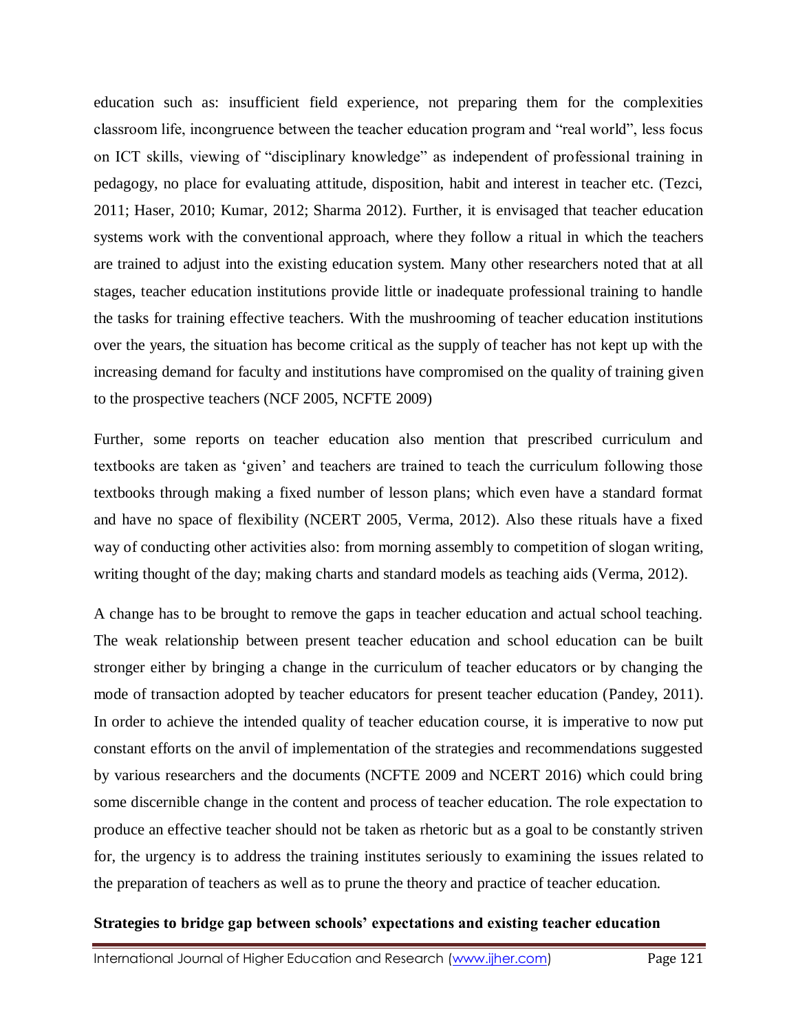education such as: insufficient field experience, not preparing them for the complexities classroom life, incongruence between the teacher education program and "real world", less focus on ICT skills, viewing of "disciplinary knowledge" as independent of professional training in pedagogy, no place for evaluating attitude, disposition, habit and interest in teacher etc. (Tezci, 2011; Haser, 2010; Kumar, 2012; Sharma 2012). Further, it is envisaged that teacher education systems work with the conventional approach, where they follow a ritual in which the teachers are trained to adjust into the existing education system. Many other researchers noted that at all stages, teacher education institutions provide little or inadequate professional training to handle the tasks for training effective teachers. With the mushrooming of teacher education institutions over the years, the situation has become critical as the supply of teacher has not kept up with the increasing demand for faculty and institutions have compromised on the quality of training given to the prospective teachers (NCF 2005, NCFTE 2009)

Further, some reports on teacher education also mention that prescribed curriculum and textbooks are taken as 'given' and teachers are trained to teach the curriculum following those textbooks through making a fixed number of lesson plans; which even have a standard format and have no space of flexibility (NCERT 2005, Verma, 2012). Also these rituals have a fixed way of conducting other activities also: from morning assembly to competition of slogan writing, writing thought of the day; making charts and standard models as teaching aids (Verma, 2012).

A change has to be brought to remove the gaps in teacher education and actual school teaching. The weak relationship between present teacher education and school education can be built stronger either by bringing a change in the curriculum of teacher educators or by changing the mode of transaction adopted by teacher educators for present teacher education (Pandey, 2011). In order to achieve the intended quality of teacher education course, it is imperative to now put constant efforts on the anvil of implementation of the strategies and recommendations suggested by various researchers and the documents (NCFTE 2009 and NCERT 2016) which could bring some discernible change in the content and process of teacher education. The role expectation to produce an effective teacher should not be taken as rhetoric but as a goal to be constantly striven for, the urgency is to address the training institutes seriously to examining the issues related to the preparation of teachers as well as to prune the theory and practice of teacher education.

**Strategies to bridge gap between schools' expectations and existing teacher education**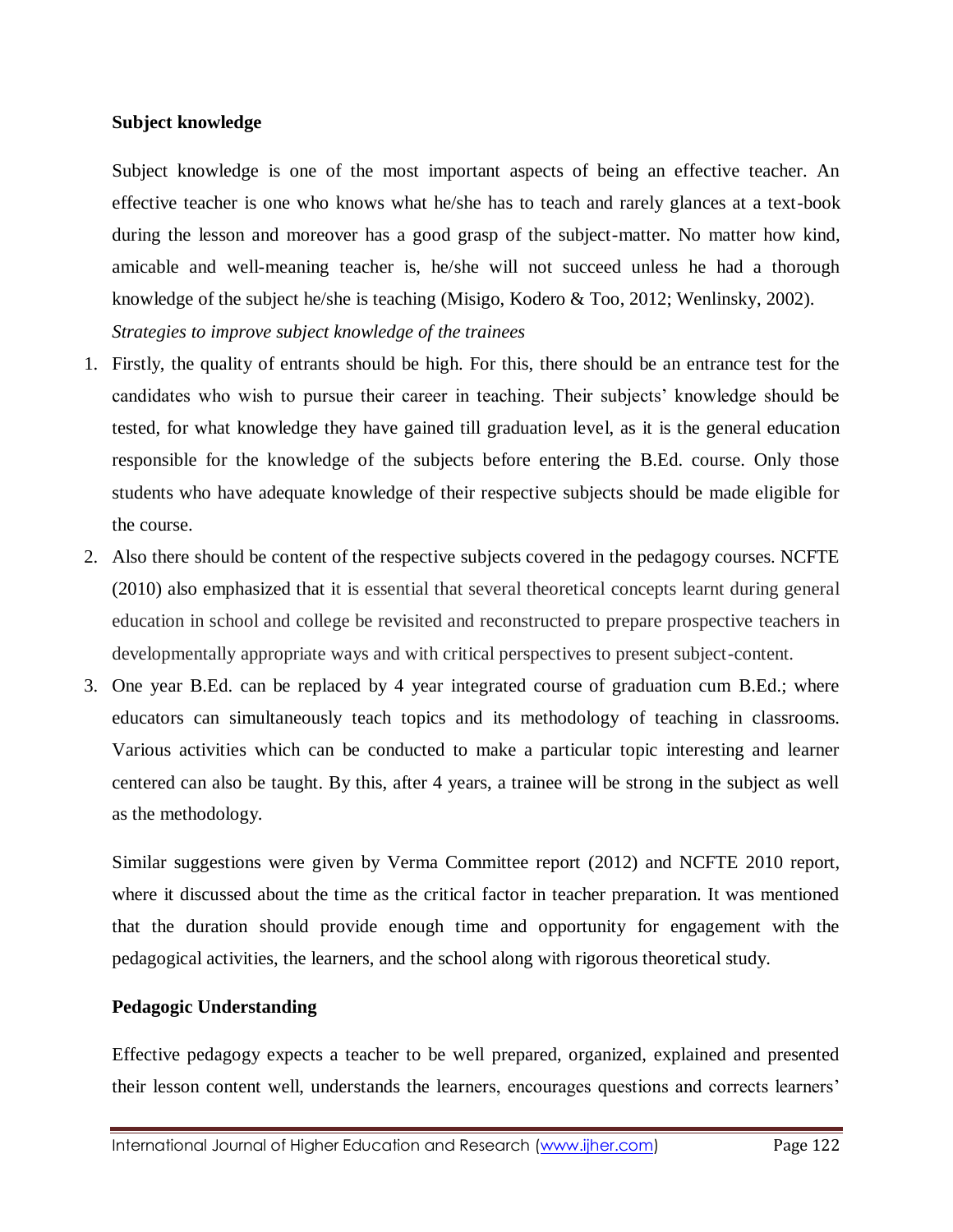**Subject knowledge**

Subject knowledge is one of the most important aspects of being an effective teacher. An effective teacher is one who knows what he/she has to teach and rarely glances at a text-book during the lesson and moreover has a good grasp of the subject-matter. No matter how kind, amicable and well-meaning teacher is, he/she will not succeed unless he had a thorough knowledge of the subject he/she is teaching (Misigo, Kodero & Too, 2012; Wenlinsky, 2002).

*Strategies to improve subject knowledge of the trainees*

1. Firstly, the quality of entrants should be high. For this, there should be an entrance test for the candidates who wish to pursue their career in teaching. Their subjects' knowledge should be tested, for what knowledge they have gained till graduation level, as it is the general education responsible for the knowledge of the subjects before entering the B.Ed. course. Only those students who have adequate knowledge of their respective subjects should be made eligible for the course.
2. Also there should be content of the respective subjects covered in the pedagogy courses. NCFTE (2010) also emphasized that it is essential that several theoretical concepts learnt during general education in school and college be revisited and reconstructed to prepare prospective teachers in developmentally appropriate ways and with critical perspectives to present subject-content.
3. One year B.Ed. can be replaced by 4 year integrated course of graduation cum B.Ed.; where educators can simultaneously teach topics and its methodology of teaching in classrooms. Various activities which can be conducted to make a particular topic interesting and learner centered can also be taught. By this, after 4 years, a trainee will be strong in the subject as well as the methodology.

Similar suggestions were given by Verma Committee report (2012) and NCFTE 2010 report, where it discussed about the time as the critical factor in teacher preparation. It was mentioned that the duration should provide enough time and opportunity for engagement with the pedagogical activities, the learners, and the school along with rigorous theoretical study.

**Pedagogic Understanding**

Effective pedagogy expects a teacher to be well prepared, organized, explained and presented their lesson content well, understands the learners, encourages questions and corrects learners'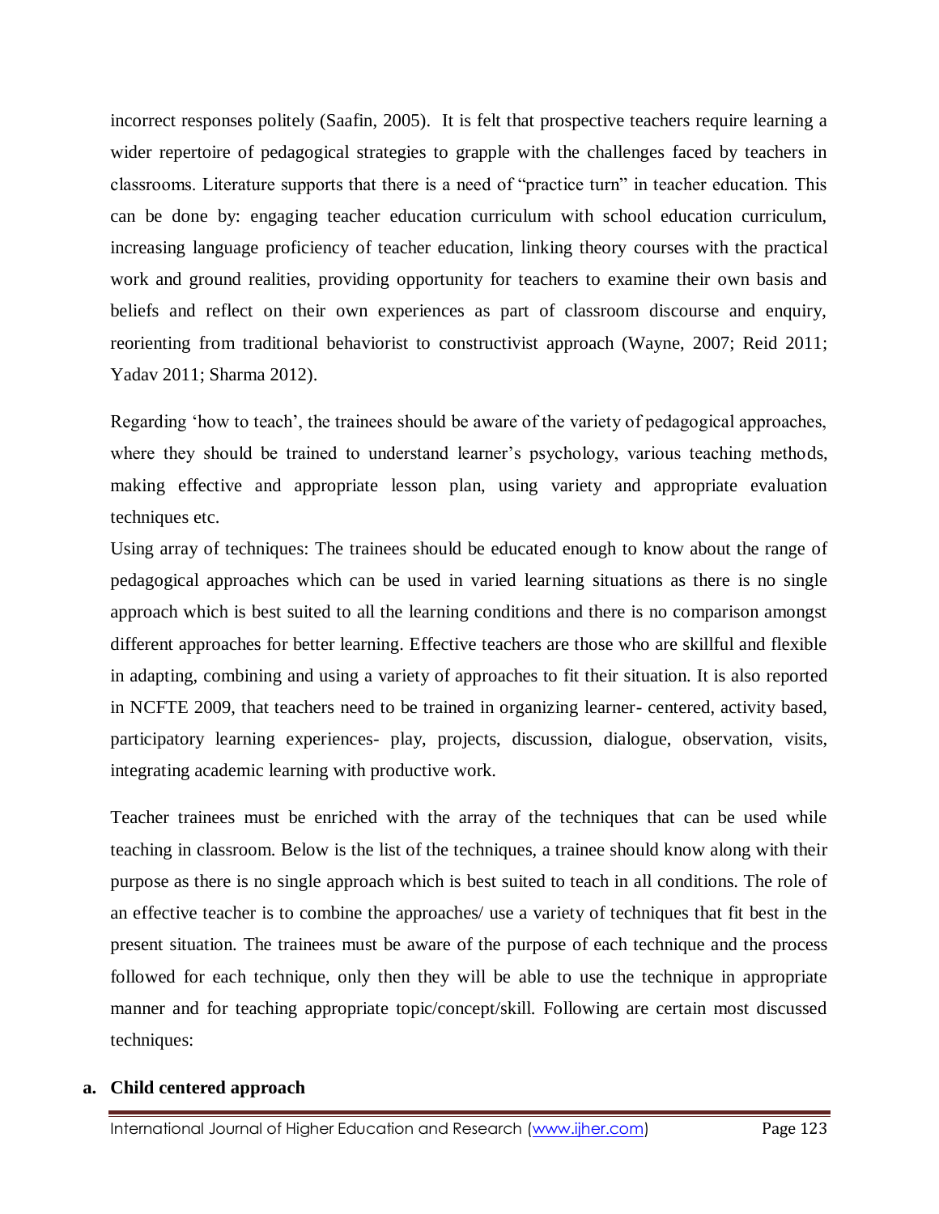incorrect responses politely (Saafin, 2005). It is felt that prospective teachers require learning a wider repertoire of pedagogical strategies to grapple with the challenges faced by teachers in classrooms. Literature supports that there is a need of "practice turn" in teacher education. This can be done by: engaging teacher education curriculum with school education curriculum, increasing language proficiency of teacher education, linking theory courses with the practical work and ground realities, providing opportunity for teachers to examine their own basis and beliefs and reflect on their own experiences as part of classroom discourse and enquiry, reorienting from traditional behaviorist to constructivist approach (Wayne, 2007; Reid 2011; Yadav 2011; Sharma 2012).

Regarding 'how to teach', the trainees should be aware of the variety of pedagogical approaches, where they should be trained to understand learner's psychology, various teaching methods, making effective and appropriate lesson plan, using variety and appropriate evaluation techniques etc.

Using array of techniques: The trainees should be educated enough to know about the range of pedagogical approaches which can be used in varied learning situations as there is no single approach which is best suited to all the learning conditions and there is no comparison amongst different approaches for better learning. Effective teachers are those who are skillful and flexible in adapting, combining and using a variety of approaches to fit their situation. It is also reported in NCFTE 2009, that teachers need to be trained in organizing learner- centered, activity based, participatory learning experiences- play, projects, discussion, dialogue, observation, visits, integrating academic learning with productive work.

Teacher trainees must be enriched with the array of the techniques that can be used while teaching in classroom. Below is the list of the techniques, a trainee should know along with their purpose as there is no single approach which is best suited to teach in all conditions. The role of an effective teacher is to combine the approaches/ use a variety of techniques that fit best in the present situation. The trainees must be aware of the purpose of each technique and the process followed for each technique, only then they will be able to use the technique in appropriate manner and for teaching appropriate topic/concept/skill. Following are certain most discussed techniques:

**a. Child centered approach**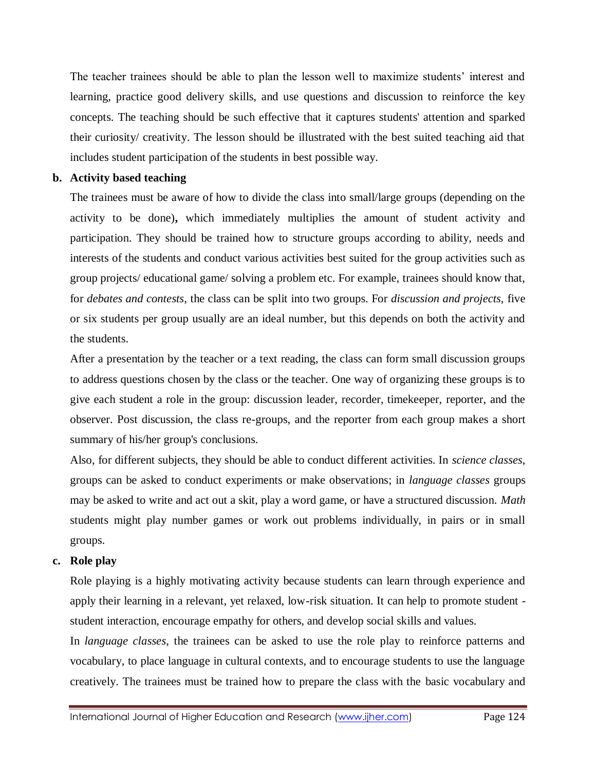The teacher trainees should be able to plan the lesson well to maximize students' interest and learning, practice good delivery skills, and use questions and discussion to reinforce the key concepts. The teaching should be such effective that it captures students' attention and sparked their curiosity/ creativity. The lesson should be illustrated with the best suited teaching aid that includes student participation of the students in best possible way.

**b. Activity based teaching**

The trainees must be aware of how to divide the class into small/large groups (depending on the activity to be done)**,** which immediately multiplies the amount of student activity and participation. They should be trained how to structure groups according to ability, needs and interests of the students and conduct various activities best suited for the group activities such as group projects/ educational game/ solving a problem etc. For example, trainees should know that, for *debates and contests*, the class can be split into two groups. For *discussion and projects*, five or six students per group usually are an ideal number, but this depends on both the activity and the students.

After a presentation by the teacher or a text reading, the class can form small discussion groups to address questions chosen by the class or the teacher. One way of organizing these groups is to give each student a role in the group: discussion leader, recorder, timekeeper, reporter, and the observer. Post discussion, the class re-groups, and the reporter from each group makes a short summary of his/her group's conclusions.

Also, for different subjects, they should be able to conduct different activities. In *science classes*, groups can be asked to conduct experiments or make observations; in *language classes* groups may be asked to write and act out a skit, play a word game, or have a structured discussion. *Math* students might play number games or work out problems individually, in pairs or in small groups.

**c. Role play**

Role playing is a highly motivating activity because students can learn through experience and apply their learning in a relevant, yet relaxed, low-risk situation. It can help to promote student - student interaction, encourage empathy for others, and develop social skills and values.

In *language classes*, the trainees can be asked to use the role play to reinforce patterns and vocabulary, to place language in cultural contexts, and to encourage students to use the language creatively. The trainees must be trained how to prepare the class with the basic vocabulary and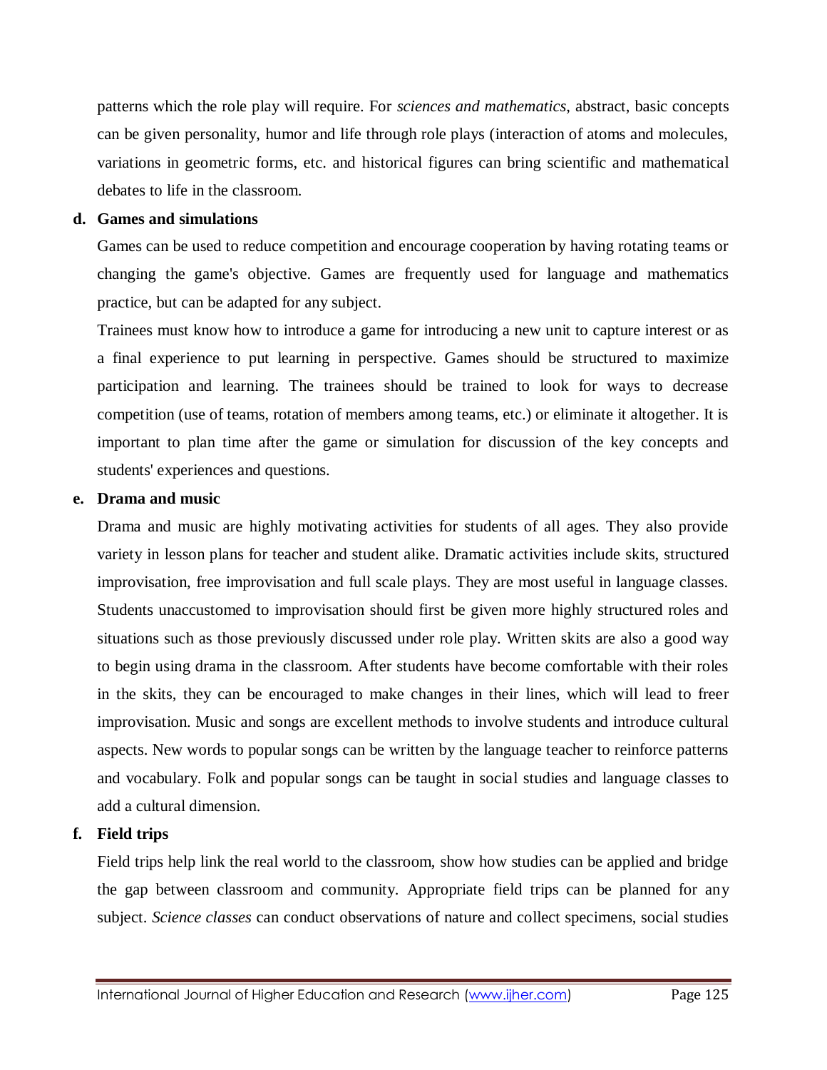patterns which the role play will require. For *sciences and mathematics*, abstract, basic concepts can be given personality, humor and life through role plays (interaction of atoms and molecules, variations in geometric forms, etc. and historical figures can bring scientific and mathematical debates to life in the classroom.

**d. Games and simulations**

Games can be used to reduce competition and encourage cooperation by having rotating teams or changing the game's objective. Games are frequently used for language and mathematics practice, but can be adapted for any subject.

Trainees must know how to introduce a game for introducing a new unit to capture interest or as a final experience to put learning in perspective. Games should be structured to maximize participation and learning. The trainees should be trained to look for ways to decrease competition (use of teams, rotation of members among teams, etc.) or eliminate it altogether. It is important to plan time after the game or simulation for discussion of the key concepts and students' experiences and questions.

**e. Drama and music**

Drama and music are highly motivating activities for students of all ages. They also provide variety in lesson plans for teacher and student alike. Dramatic activities include skits, structured improvisation, free improvisation and full scale plays. They are most useful in language classes. Students unaccustomed to improvisation should first be given more highly structured roles and situations such as those previously discussed under role play. Written skits are also a good way to begin using drama in the classroom. After students have become comfortable with their roles in the skits, they can be encouraged to make changes in their lines, which will lead to freer improvisation. Music and songs are excellent methods to involve students and introduce cultural aspects. New words to popular songs can be written by the language teacher to reinforce patterns and vocabulary. Folk and popular songs can be taught in social studies and language classes to add a cultural dimension.

**f. Field trips**

Field trips help link the real world to the classroom, show how studies can be applied and bridge the gap between classroom and community. Appropriate field trips can be planned for any subject. *Science classes* can conduct observations of nature and collect specimens, social studies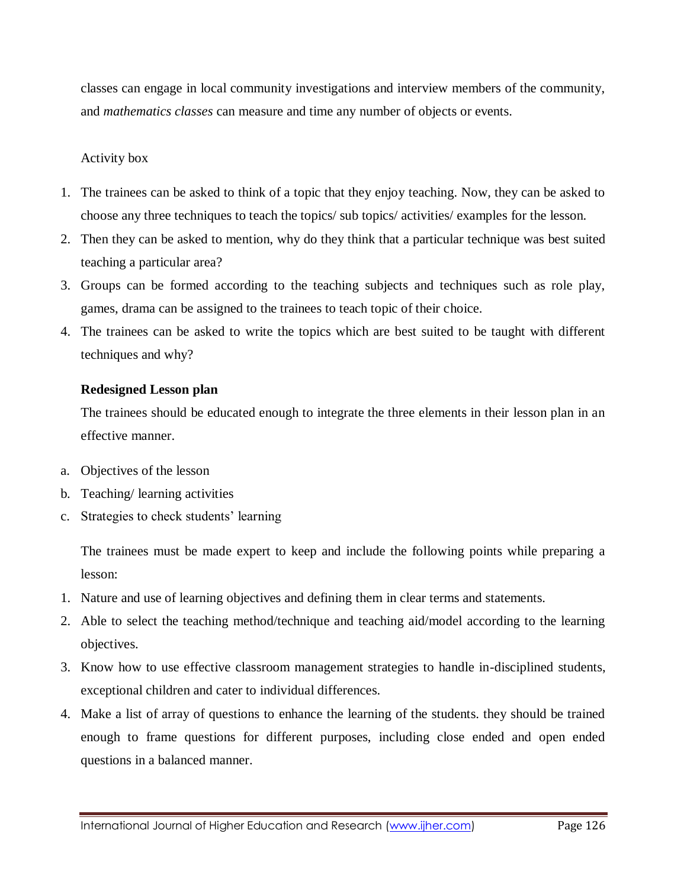classes can engage in local community investigations and interview members of the community, and *mathematics classes* can measure and time any number of objects or events.

Activity box

1. The trainees can be asked to think of a topic that they enjoy teaching. Now, they can be asked to choose any three techniques to teach the topics/ sub topics/ activities/ examples for the lesson.
2. Then they can be asked to mention, why do they think that a particular technique was best suited teaching a particular area?
3. Groups can be formed according to the teaching subjects and techniques such as role play, games, drama can be assigned to the trainees to teach topic of their choice.
4. The trainees can be asked to write the topics which are best suited to be taught with different techniques and why?

**Redesigned Lesson plan**

The trainees should be educated enough to integrate the three elements in their lesson plan in an effective manner.

a. Objectives of the lesson
b. Teaching/ learning activities
c. Strategies to check students' learning

The trainees must be made expert to keep and include the following points while preparing a lesson:

1. Nature and use of learning objectives and defining them in clear terms and statements.
2. Able to select the teaching method/technique and teaching aid/model according to the learning objectives.
3. Know how to use effective classroom management strategies to handle in-disciplined students, exceptional children and cater to individual differences.
4. Make a list of array of questions to enhance the learning of the students. they should be trained enough to frame questions for different purposes, including close ended and open ended questions in a balanced manner.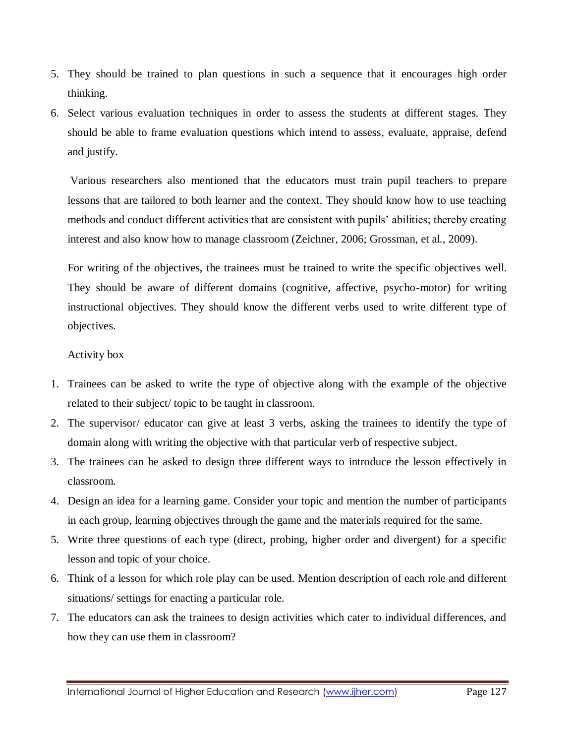5. They should be trained to plan questions in such a sequence that it encourages high order thinking.
6. Select various evaluation techniques in order to assess the students at different stages. They should be able to frame evaluation questions which intend to assess, evaluate, appraise, defend and justify.

Various researchers also mentioned that the educators must train pupil teachers to prepare lessons that are tailored to both learner and the context. They should know how to use teaching methods and conduct different activities that are consistent with pupils' abilities; thereby creating interest and also know how to manage classroom (Zeichner, 2006; Grossman, et al., 2009).

For writing of the objectives, the trainees must be trained to write the specific objectives well. They should be aware of different domains (cognitive, affective, psycho-motor) for writing instructional objectives. They should know the different verbs used to write different type of objectives.

Activity box

1. Trainees can be asked to write the type of objective along with the example of the objective related to their subject/ topic to be taught in classroom.
2. The supervisor/ educator can give at least 3 verbs, asking the trainees to identify the type of domain along with writing the objective with that particular verb of respective subject.
3. The trainees can be asked to design three different ways to introduce the lesson effectively in classroom.
4. Design an idea for a learning game. Consider your topic and mention the number of participants in each group, learning objectives through the game and the materials required for the same.
5. Write three questions of each type (direct, probing, higher order and divergent) for a specific lesson and topic of your choice.
6. Think of a lesson for which role play can be used. Mention description of each role and different situations/ settings for enacting a particular role.
7. The educators can ask the trainees to design activities which cater to individual differences, and how they can use them in classroom?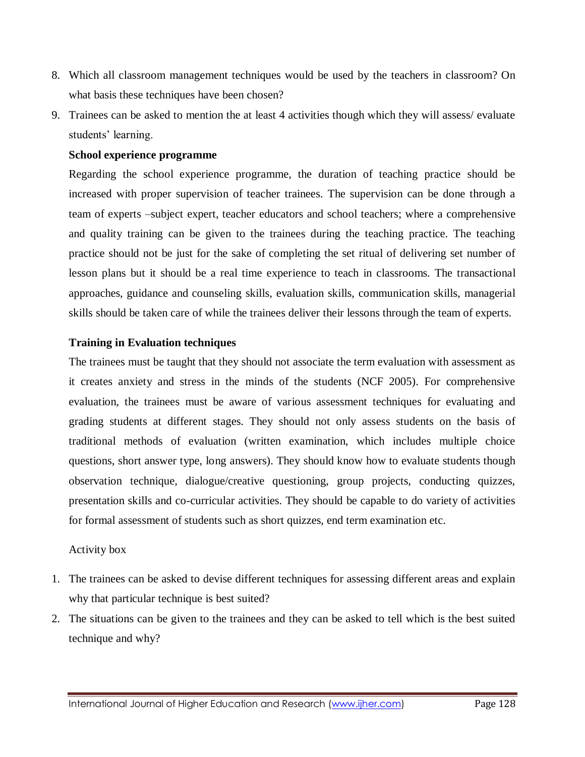8. Which all classroom management techniques would be used by the teachers in classroom? On what basis these techniques have been chosen?
9. Trainees can be asked to mention the at least 4 activities though which they will assess/ evaluate students' learning.

**School experience programme**

Regarding the school experience programme, the duration of teaching practice should be increased with proper supervision of teacher trainees. The supervision can be done through a team of experts –subject expert, teacher educators and school teachers; where a comprehensive and quality training can be given to the trainees during the teaching practice. The teaching practice should not be just for the sake of completing the set ritual of delivering set number of lesson plans but it should be a real time experience to teach in classrooms. The transactional approaches, guidance and counseling skills, evaluation skills, communication skills, managerial skills should be taken care of while the trainees deliver their lessons through the team of experts.

**Training in Evaluation techniques**

The trainees must be taught that they should not associate the term evaluation with assessment as it creates anxiety and stress in the minds of the students (NCF 2005). For comprehensive evaluation, the trainees must be aware of various assessment techniques for evaluating and grading students at different stages. They should not only assess students on the basis of traditional methods of evaluation (written examination, which includes multiple choice questions, short answer type, long answers). They should know how to evaluate students though observation technique, dialogue/creative questioning, group projects, conducting quizzes, presentation skills and co-curricular activities. They should be capable to do variety of activities for formal assessment of students such as short quizzes, end term examination etc.

Activity box

1. The trainees can be asked to devise different techniques for assessing different areas and explain why that particular technique is best suited?
2. The situations can be given to the trainees and they can be asked to tell which is the best suited technique and why?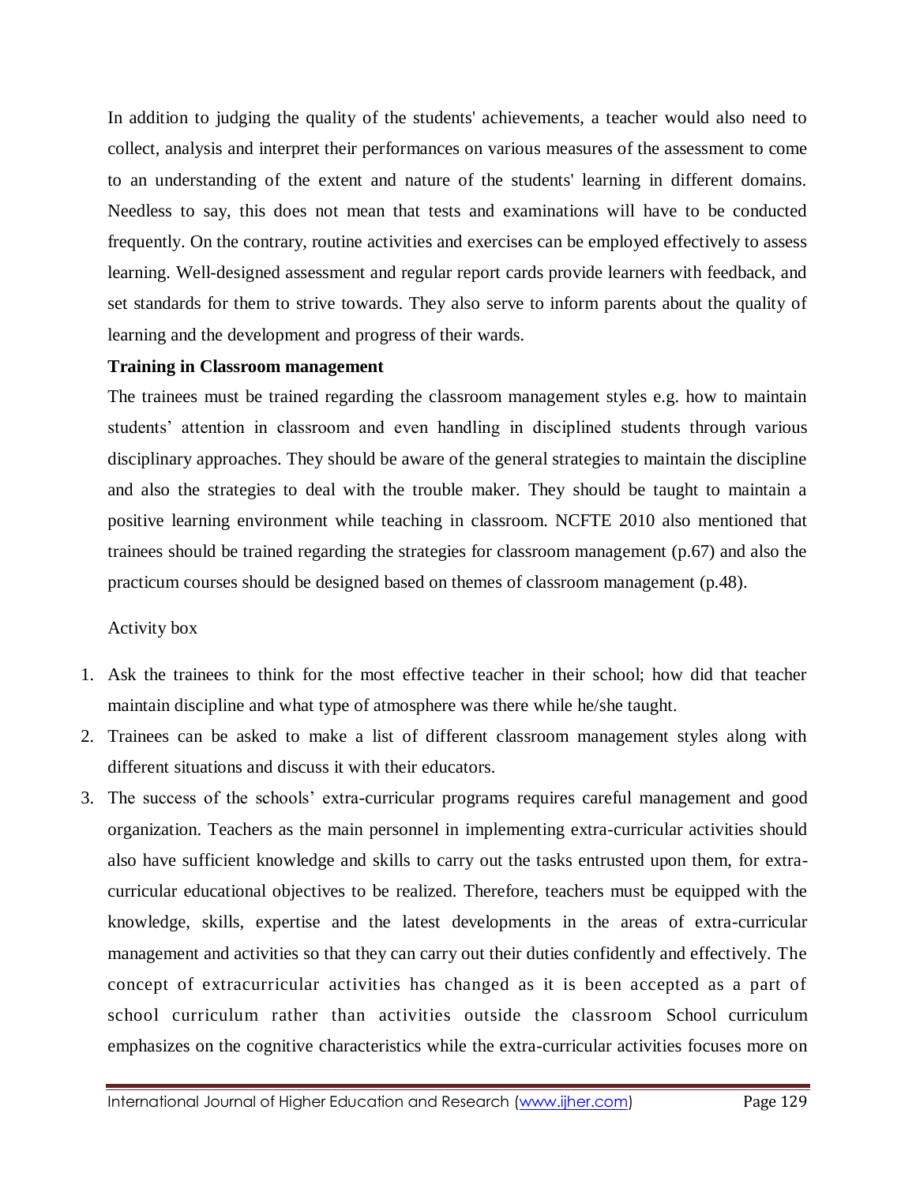In addition to judging the quality of the students' achievements, a teacher would also need to collect, analysis and interpret their performances on various measures of the assessment to come to an understanding of the extent and nature of the students' learning in different domains. Needless to say, this does not mean that tests and examinations will have to be conducted frequently. On the contrary, routine activities and exercises can be employed effectively to assess learning. Well-designed assessment and regular report cards provide learners with feedback, and set standards for them to strive towards. They also serve to inform parents about the quality of learning and the development and progress of their wards.

**Training in Classroom management**

The trainees must be trained regarding the classroom management styles e.g. how to maintain students' attention in classroom and even handling in disciplined students through various disciplinary approaches. They should be aware of the general strategies to maintain the discipline and also the strategies to deal with the trouble maker. They should be taught to maintain a positive learning environment while teaching in classroom. NCFTE 2010 also mentioned that trainees should be trained regarding the strategies for classroom management (p.67) and also the practicum courses should be designed based on themes of classroom management (p.48).

Activity box

1. Ask the trainees to think for the most effective teacher in their school; how did that teacher maintain discipline and what type of atmosphere was there while he/she taught.
2. Trainees can be asked to make a list of different classroom management styles along with different situations and discuss it with their educators.
3. The success of the schools' extra-curricular programs requires careful management and good organization. Teachers as the main personnel in implementing extra-curricular activities should also have sufficient knowledge and skills to carry out the tasks entrusted upon them, for extra-curricular educational objectives to be realized. Therefore, teachers must be equipped with the knowledge, skills, expertise and the latest developments in the areas of extra-curricular management and activities so that they can carry out their duties confidently and effectively. The concept of extracurricular activities has changed as it is been accepted as a part of school curriculum rather than activities outside the classroom School curriculum emphasizes on the cognitive characteristics while the extra-curricular activities focuses more on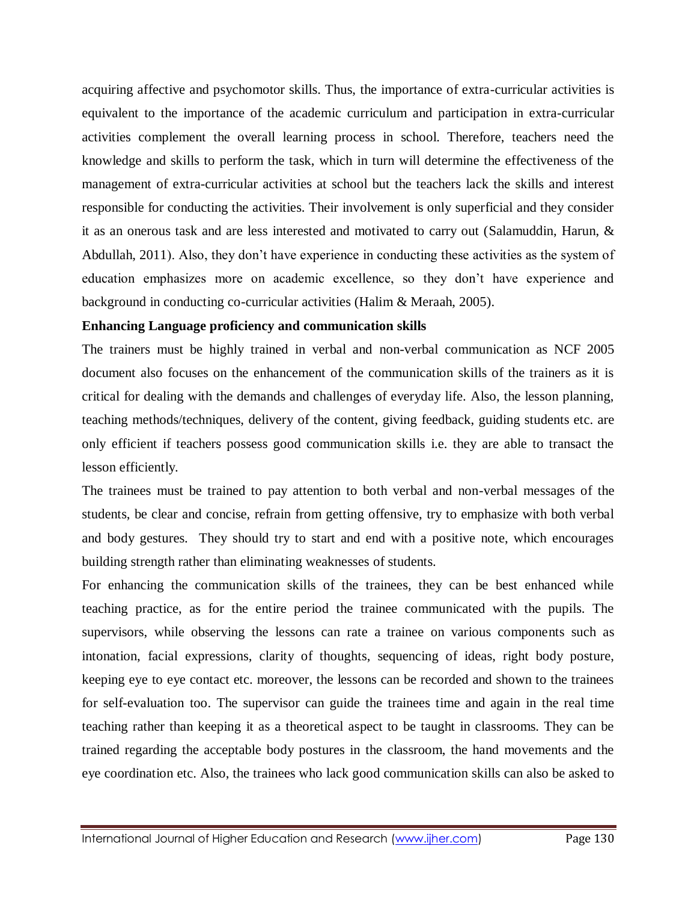acquiring affective and psychomotor skills. Thus, the importance of extra-curricular activities is equivalent to the importance of the academic curriculum and participation in extra-curricular activities complement the overall learning process in school. Therefore, teachers need the knowledge and skills to perform the task, which in turn will determine the effectiveness of the management of extra-curricular activities at school but the teachers lack the skills and interest responsible for conducting the activities. Their involvement is only superficial and they consider it as an onerous task and are less interested and motivated to carry out (Salamuddin, Harun, & Abdullah, 2011). Also, they don't have experience in conducting these activities as the system of education emphasizes more on academic excellence, so they don't have experience and background in conducting co-curricular activities (Halim & Meraah, 2005).

**Enhancing Language proficiency and communication skills**

The trainers must be highly trained in verbal and non-verbal communication as NCF 2005 document also focuses on the enhancement of the communication skills of the trainers as it is critical for dealing with the demands and challenges of everyday life. Also, the lesson planning, teaching methods/techniques, delivery of the content, giving feedback, guiding students etc. are only efficient if teachers possess good communication skills i.e. they are able to transact the lesson efficiently.

The trainees must be trained to pay attention to both verbal and non-verbal messages of the students, be clear and concise, refrain from getting offensive, try to emphasize with both verbal and body gestures. They should try to start and end with a positive note, which encourages building strength rather than eliminating weaknesses of students.

For enhancing the communication skills of the trainees, they can be best enhanced while teaching practice, as for the entire period the trainee communicated with the pupils. The supervisors, while observing the lessons can rate a trainee on various components such as intonation, facial expressions, clarity of thoughts, sequencing of ideas, right body posture, keeping eye to eye contact etc. moreover, the lessons can be recorded and shown to the trainees for self-evaluation too. The supervisor can guide the trainees time and again in the real time teaching rather than keeping it as a theoretical aspect to be taught in classrooms. They can be trained regarding the acceptable body postures in the classroom, the hand movements and the eye coordination etc. Also, the trainees who lack good communication skills can also be asked to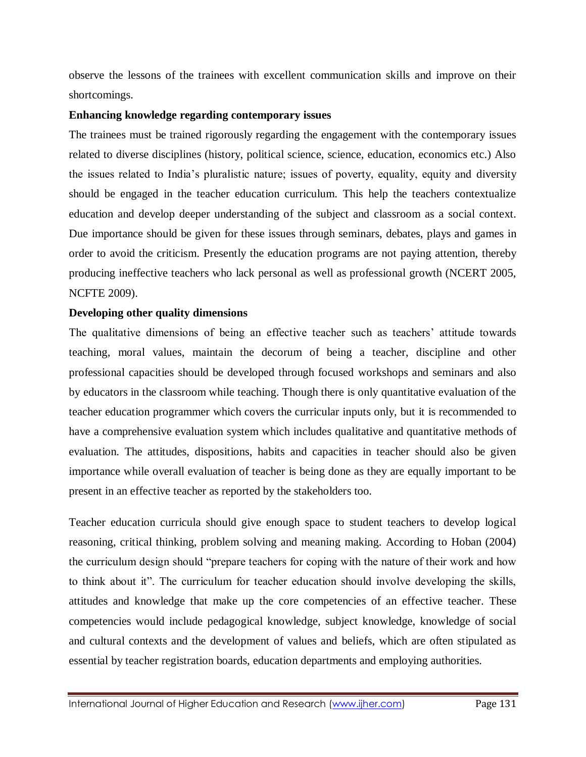observe the lessons of the trainees with excellent communication skills and improve on their shortcomings.

**Enhancing knowledge regarding contemporary issues**

The trainees must be trained rigorously regarding the engagement with the contemporary issues related to diverse disciplines (history, political science, science, education, economics etc.) Also the issues related to India's pluralistic nature; issues of poverty, equality, equity and diversity should be engaged in the teacher education curriculum. This help the teachers contextualize education and develop deeper understanding of the subject and classroom as a social context. Due importance should be given for these issues through seminars, debates, plays and games in order to avoid the criticism. Presently the education programs are not paying attention, thereby producing ineffective teachers who lack personal as well as professional growth (NCERT 2005, NCFTE 2009).

**Developing other quality dimensions**

The qualitative dimensions of being an effective teacher such as teachers' attitude towards teaching, moral values, maintain the decorum of being a teacher, discipline and other professional capacities should be developed through focused workshops and seminars and also by educators in the classroom while teaching. Though there is only quantitative evaluation of the teacher education programmer which covers the curricular inputs only, but it is recommended to have a comprehensive evaluation system which includes qualitative and quantitative methods of evaluation. The attitudes, dispositions, habits and capacities in teacher should also be given importance while overall evaluation of teacher is being done as they are equally important to be present in an effective teacher as reported by the stakeholders too.

Teacher education curricula should give enough space to student teachers to develop logical reasoning, critical thinking, problem solving and meaning making. According to Hoban (2004) the curriculum design should "prepare teachers for coping with the nature of their work and how to think about it". The curriculum for teacher education should involve developing the skills, attitudes and knowledge that make up the core competencies of an effective teacher. These competencies would include pedagogical knowledge, subject knowledge, knowledge of social and cultural contexts and the development of values and beliefs, which are often stipulated as essential by teacher registration boards, education departments and employing authorities.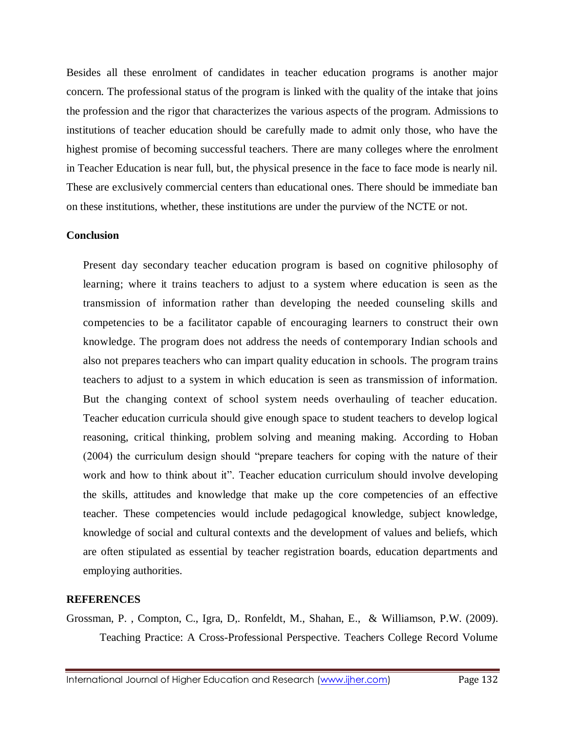Besides all these enrolment of candidates in teacher education programs is another major concern. The professional status of the program is linked with the quality of the intake that joins the profession and the rigor that characterizes the various aspects of the program. Admissions to institutions of teacher education should be carefully made to admit only those, who have the highest promise of becoming successful teachers. There are many colleges where the enrolment in Teacher Education is near full, but, the physical presence in the face to face mode is nearly nil. These are exclusively commercial centers than educational ones. There should be immediate ban on these institutions, whether, these institutions are under the purview of the NCTE or not.

**Conclusion**

Present day secondary teacher education program is based on cognitive philosophy of learning; where it trains teachers to adjust to a system where education is seen as the transmission of information rather than developing the needed counseling skills and competencies to be a facilitator capable of encouraging learners to construct their own knowledge. The program does not address the needs of contemporary Indian schools and also not prepares teachers who can impart quality education in schools. The program trains teachers to adjust to a system in which education is seen as transmission of information. But the changing context of school system needs overhauling of teacher education. Teacher education curricula should give enough space to student teachers to develop logical reasoning, critical thinking, problem solving and meaning making. According to Hoban (2004) the curriculum design should "prepare teachers for coping with the nature of their work and how to think about it". Teacher education curriculum should involve developing the skills, attitudes and knowledge that make up the core competencies of an effective teacher. These competencies would include pedagogical knowledge, subject knowledge, knowledge of social and cultural contexts and the development of values and beliefs, which are often stipulated as essential by teacher registration boards, education departments and employing authorities.

**REFERENCES**

Grossman, P. , Compton, C., Igra, D,. Ronfeldt, M., Shahan, E., & Williamson, P.W. (2009). Teaching Practice: A Cross-Professional Perspective. Teachers College Record Volume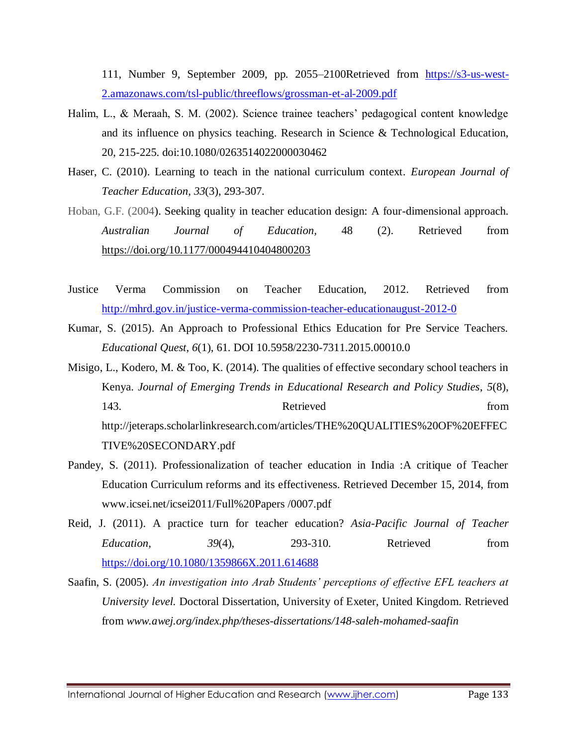111, Number 9, September 2009, pp. 2055–2100Retrieved from [https://s3-us-west-2.amazonaws.com/tsl-public/threeflows/grossman-et-al-2009.pdf](https://s3-us-west-2.amazonaws.com/tsl-public/threeflows/grossman-et-al-2009.pdf)

Halim, L., & Meraah, S. M. (2002). Science trainee teachers' pedagogical content knowledge and its influence on physics teaching. Research in Science & Technological Education, 20, 215-225. doi:10.1080/0263514022000030462

Haser, C. (2010). Learning to teach in the national curriculum context. *European Journal of Teacher Education*, *33*(3), 293-307.

Hoban, G.F. (2004). Seeking quality in teacher education design: A four-dimensional approach. *Australian Journal of Education*, 48 (2). Retrieved from https://doi.org/10.1177/000494410404800203

Justice Verma Commission on Teacher Education, 2012. Retrieved from [http://mhrd.gov.in/justice-verma-commission-teacher-educationaugust-2012-0](http://mhrd.gov.in/justice-verma-commission-teacher-educationaugust-2012-0)

Kumar, S. (2015). An Approach to Professional Ethics Education for Pre Service Teachers. *Educational Quest*, *6*(1), 61. DOI 10.5958/2230-7311.2015.00010.0

Misigo, L., Kodero, M. & Too, K. (2014). The qualities of effective secondary school teachers in Kenya. *Journal of Emerging Trends in Educational Research and Policy Studies*, *5*(8), 143. Retrieved from http://jeteraps.scholarlinkresearch.com/articles/THE%20QUALITIES%20OF%20EFFECTIVE%20SECONDARY.pdf

Pandey, S. (2011). Professionalization of teacher education in India :A critique of Teacher Education Curriculum reforms and its effectiveness. Retrieved December 15, 2014, from www.icsei.net/icsei2011/Full%20Papers /0007.pdf

Reid, J. (2011). A practice turn for teacher education? *Asia-Pacific Journal of Teacher Education*, *39*(4), 293-310. Retrieved from [https://doi.org/10.1080/1359866X.2011.614688](https://doi.org/10.1080/1359866X.2011.614688)

Saafin, S. (2005). *An investigation into Arab Students' perceptions of effective EFL teachers at University level.* Doctoral Dissertation, University of Exeter, United Kingdom. Retrieved from *www.awej.org/index.php/theses-dissertations/148-saleh-mohamed-saafin*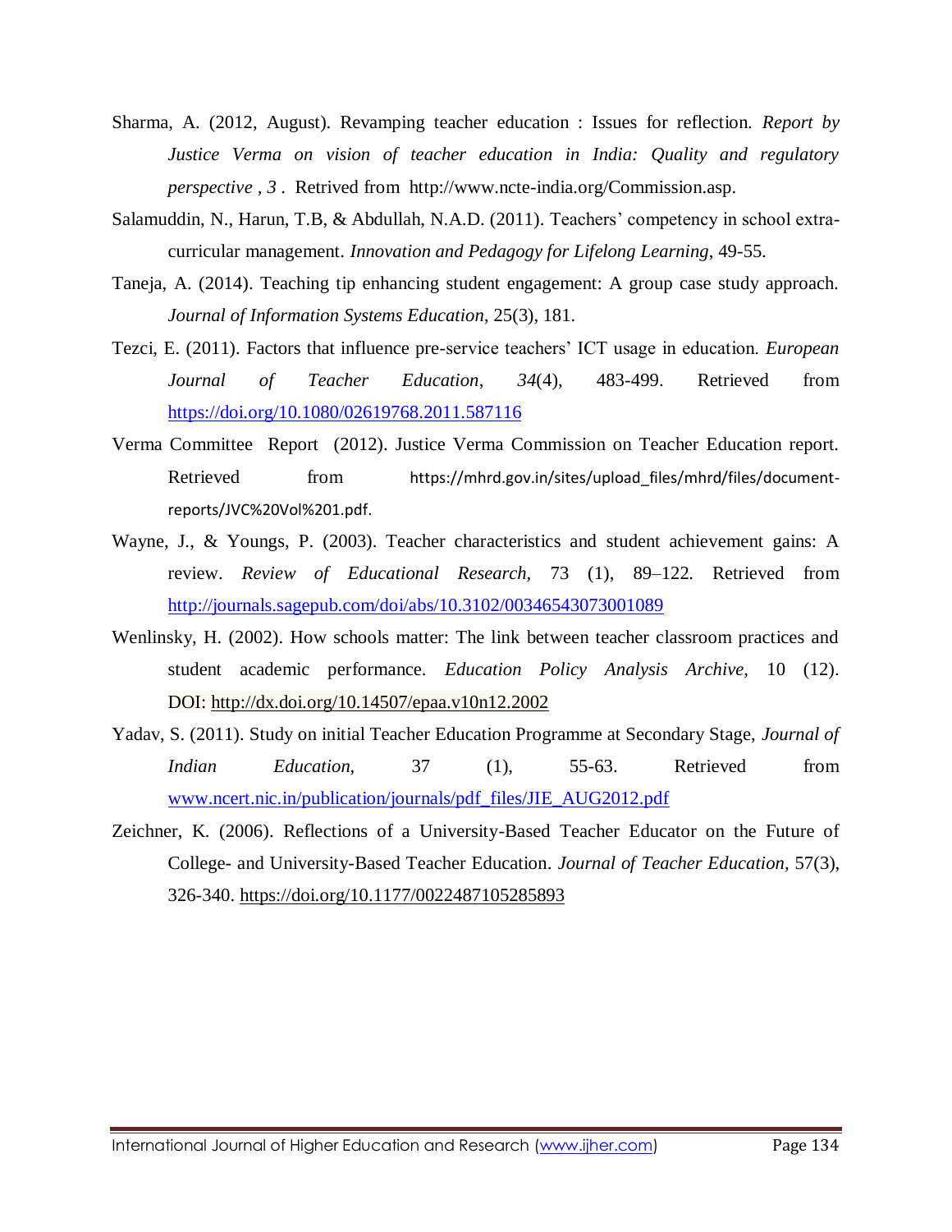Sharma, A. (2012, August). Revamping teacher education : Issues for reflection. *Report by Justice Verma on vision of teacher education in India: Quality and regulatory perspective , 3* . Retrived from http://www.ncte-india.org/Commission.asp.

Salamuddin, N., Harun, T.B, & Abdullah, N.A.D. (2011). Teachers' competency in school extra-curricular management. *Innovation and Pedagogy for Lifelong Learning*, 49-55.

Taneja, A. (2014). Teaching tip enhancing student engagement: A group case study approach. *Journal of Information Systems Education*, 25(3), 181.

Tezci, E. (2011). Factors that influence pre-service teachers' ICT usage in education. *European Journal of Teacher Education*, *34*(4), 483-499. Retrieved from https://doi.org/10.1080/02619768.2011.587116

Verma Committee Report (2012). Justice Verma Commission on Teacher Education report. Retrieved from https://mhrd.gov.in/sites/upload_files/mhrd/files/document-reports/JVC%20Vol%201.pdf.

Wayne, J., & Youngs, P. (2003). Teacher characteristics and student achievement gains: A review. *Review of Educational Research*, 73 (1), 89–122. Retrieved from http://journals.sagepub.com/doi/abs/10.3102/00346543073001089

Wenlinsky, H. (2002). How schools matter: The link between teacher classroom practices and student academic performance. *Education Policy Analysis Archive*, 10 (12). DOI: http://dx.doi.org/10.14507/epaa.v10n12.2002

Yadav, S. (2011). Study on initial Teacher Education Programme at Secondary Stage, *Journal of Indian Education*, 37 (1), 55-63. Retrieved from www.ncert.nic.in/publication/journals/pdf_files/JIE_AUG2012.pdf

Zeichner, K. (2006). Reflections of a University-Based Teacher Educator on the Future of College- and University-Based Teacher Education. *Journal of Teacher Education*, 57(3), 326-340. https://doi.org/10.1177/0022487105285893